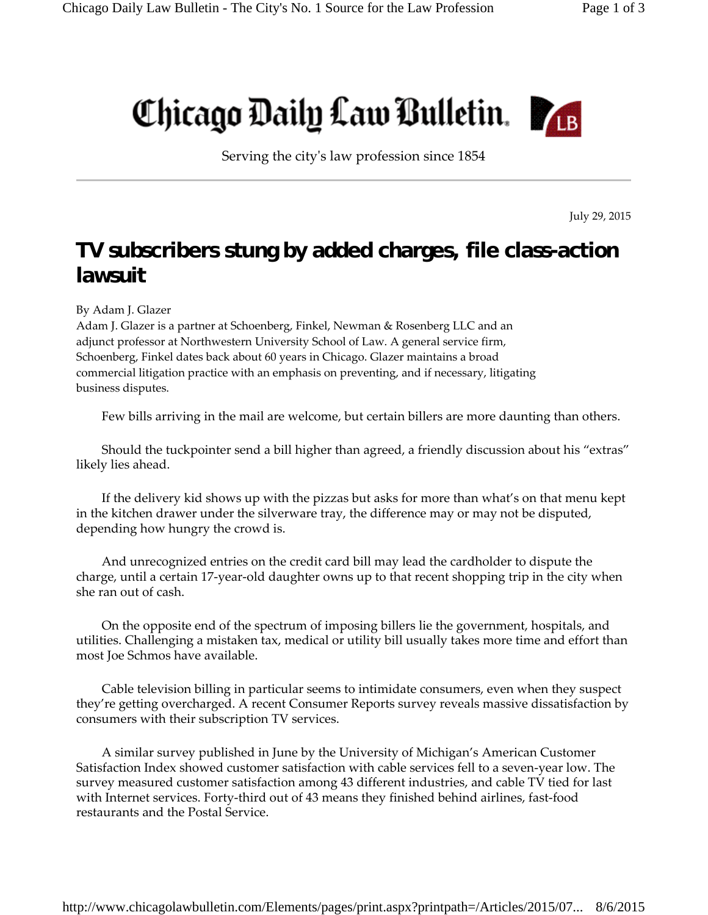# Chicago Daily Law Bulletin

Serving the city's law profession since 1854

July 29, 2015

## TV subscribers stung by added charges, file class-action lawsuit

By Adam J. Glazer

Adam J. Glazer is a partner at Schoenberg, Finkel, Newman & Rosenberg LLC and an adjunct professor at Northwestern University School of Law. A general service firm, Schoenberg, Finkel dates back about 60 years in Chicago. Glazer maintains a broad commercial litigation practice with an emphasis on preventing, and if necessary, litigating business disputes.

Few bills arriving in the mail are welcome, but certain billers are more daunting than others.

Should the tuckpointer send a bill higher than agreed, a friendly discussion about his "extras" likely lies ahead.

If the delivery kid shows up with the pizzas but asks for more than what's on that menu kept in the kitchen drawer under the silverware tray, the difference may or may not be disputed, depending how hungry the crowd is.

And unrecognized entries on the credit card bill may lead the cardholder to dispute the charge, until a certain 17-year-old daughter owns up to that recent shopping trip in the city when she ran out of cash.

On the opposite end of the spectrum of imposing billers lie the government, hospitals, and utilities. Challenging a mistaken tax, medical or utility bill usually takes more time and effort than most Joe Schmos have available.

Cable television billing in particular seems to intimidate consumers, even when they suspect they're getting overcharged. A recent Consumer Reports survey reveals massive dissatisfaction by consumers with their subscription TV services.

A similar survey published in June by the University of Michigan's American Customer Satisfaction Index showed customer satisfaction with cable services fell to a seven-year low. The survey measured customer satisfaction among 43 different industries, and cable TV tied for last with Internet services. Forty-third out of 43 means they finished behind airlines, fast-food restaurants and the Postal Service.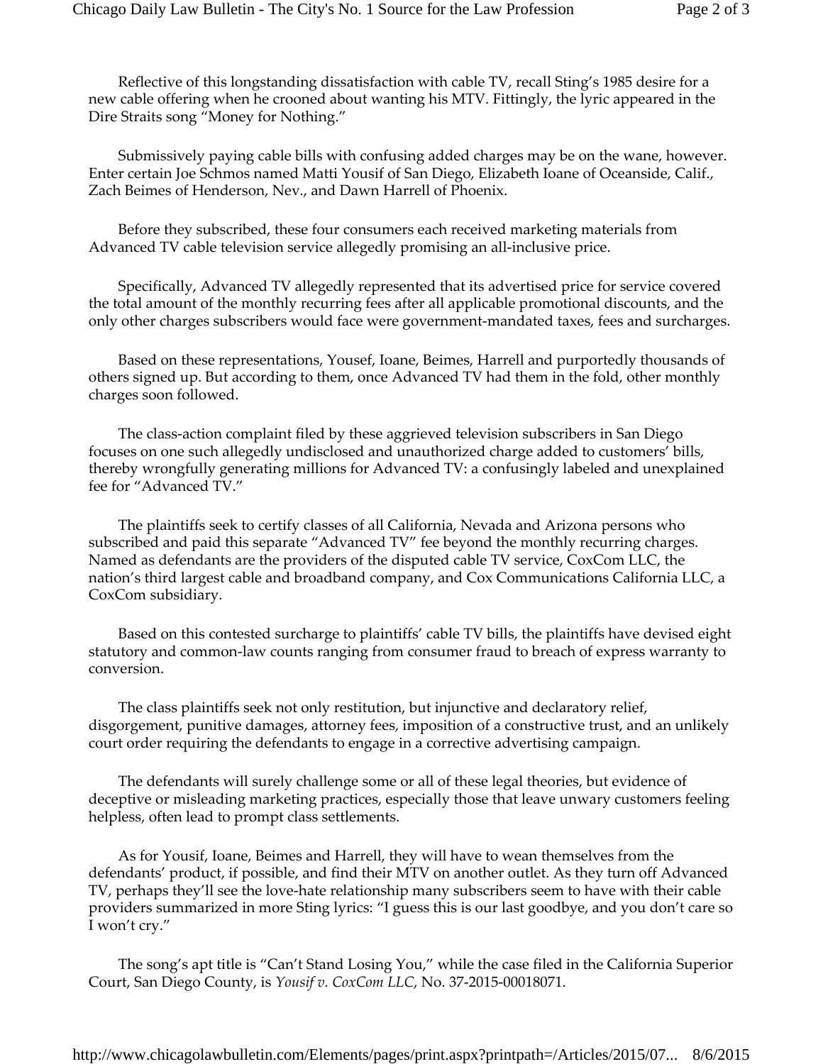Reflective of this longstanding dissatisfaction with cable TV, recall Sting's 1985 desire for a new cable offering when he crooned about wanting his MTV. Fittingly, the lyric appeared in the Dire Straits song "Money for Nothing."

Submissively paying cable bills with confusing added charges may be on the wane, however. Enter certain Joe Schmos named Matti Yousif of San Diego, Elizabeth Ioane of Oceanside, Calif., Zach Beimes of Henderson, Nev., and Dawn Harrell of Phoenix.

Before they subscribed, these four consumers each received marketing materials from Advanced TV cable television service allegedly promising an all-inclusive price.

Specifically, Advanced TV allegedly represented that its advertised price for service covered the total amount of the monthly recurring fees after all applicable promotional discounts, and the only other charges subscribers would face were government-mandated taxes, fees and surcharges.

Based on these representations, Yousef, Ioane, Beimes, Harrell and purportedly thousands of others signed up. But according to them, once Advanced TV had them in the fold, other monthly charges soon followed.

The class-action complaint filed by these aggrieved television subscribers in San Diego focuses on one such allegedly undisclosed and unauthorized charge added to customers' bills, thereby wrongfully generating millions for Advanced TV: a confusingly labeled and unexplained fee for "Advanced TV."

The plaintiffs seek to certify classes of all California, Nevada and Arizona persons who subscribed and paid this separate "Advanced TV" fee beyond the monthly recurring charges. Named as defendants are the providers of the disputed cable TV service, CoxCom LLC, the nation's third largest cable and broadband company, and Cox Communications California LLC, a CoxCom subsidiary.

Based on this contested surcharge to plaintiffs' cable TV bills, the plaintiffs have devised eight statutory and common-law counts ranging from consumer fraud to breach of express warranty to conversion.

The class plaintiffs seek not only restitution, but injunctive and declaratory relief, disgorgement, punitive damages, attorney fees, imposition of a constructive trust, and an unlikely court order requiring the defendants to engage in a corrective advertising campaign.

The defendants will surely challenge some or all of these legal theories, but evidence of deceptive or misleading marketing practices, especially those that leave unwary customers feeling helpless, often lead to prompt class settlements.

As for Yousif, Ioane, Beimes and Harrell, they will have to wean themselves from the defendants' product, if possible, and find their MTV on another outlet. As they turn off Advanced TV, perhaps they'll see the love-hate relationship many subscribers seem to have with their cable providers summarized in more Sting lyrics: "I guess this is our last goodbye, and you don't care so I won't cry."

The song's apt title is "Can't Stand Losing You," while the case filed in the California Superior Court, San Diego County, is *Yousif v. CoxCom LLC*, No. 37-2015-00018071.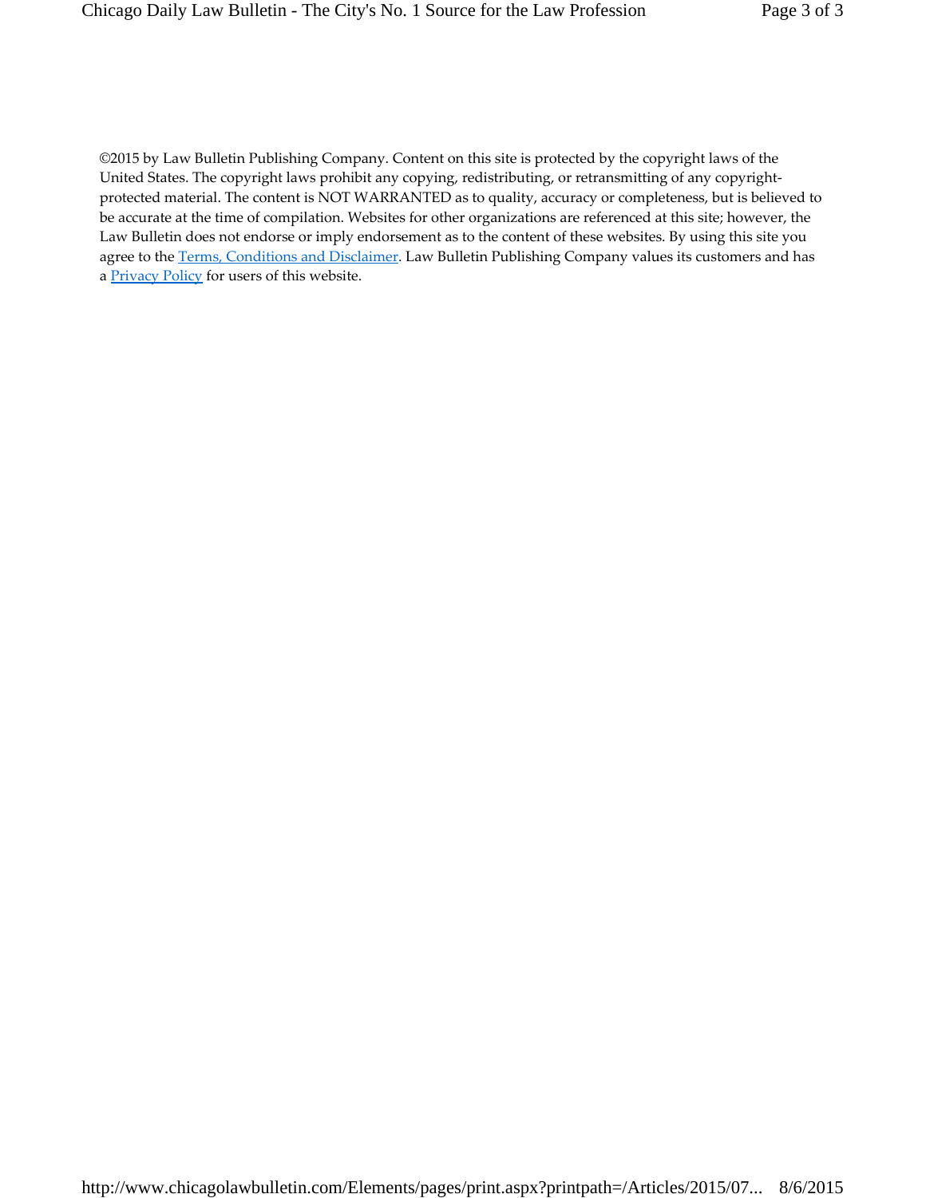©2015 by Law Bulletin Publishing Company. Content on this site is protected by the copyright laws of the United States. The copyright laws prohibit any copying, redistributing, or retransmitting of any copyright-protected material. The content is NOT WARRANTED as to quality, accuracy or completeness, but is believed to be accurate at the time of compilation. Websites for other organizations are referenced at this site; however, the Law Bulletin does not endorse or imply endorsement as to the content of these websites. By using this site you agree to the Terms, Conditions and Disclaimer. Law Bulletin Publishing Company values its customers and has a Privacy Policy for users of this website.